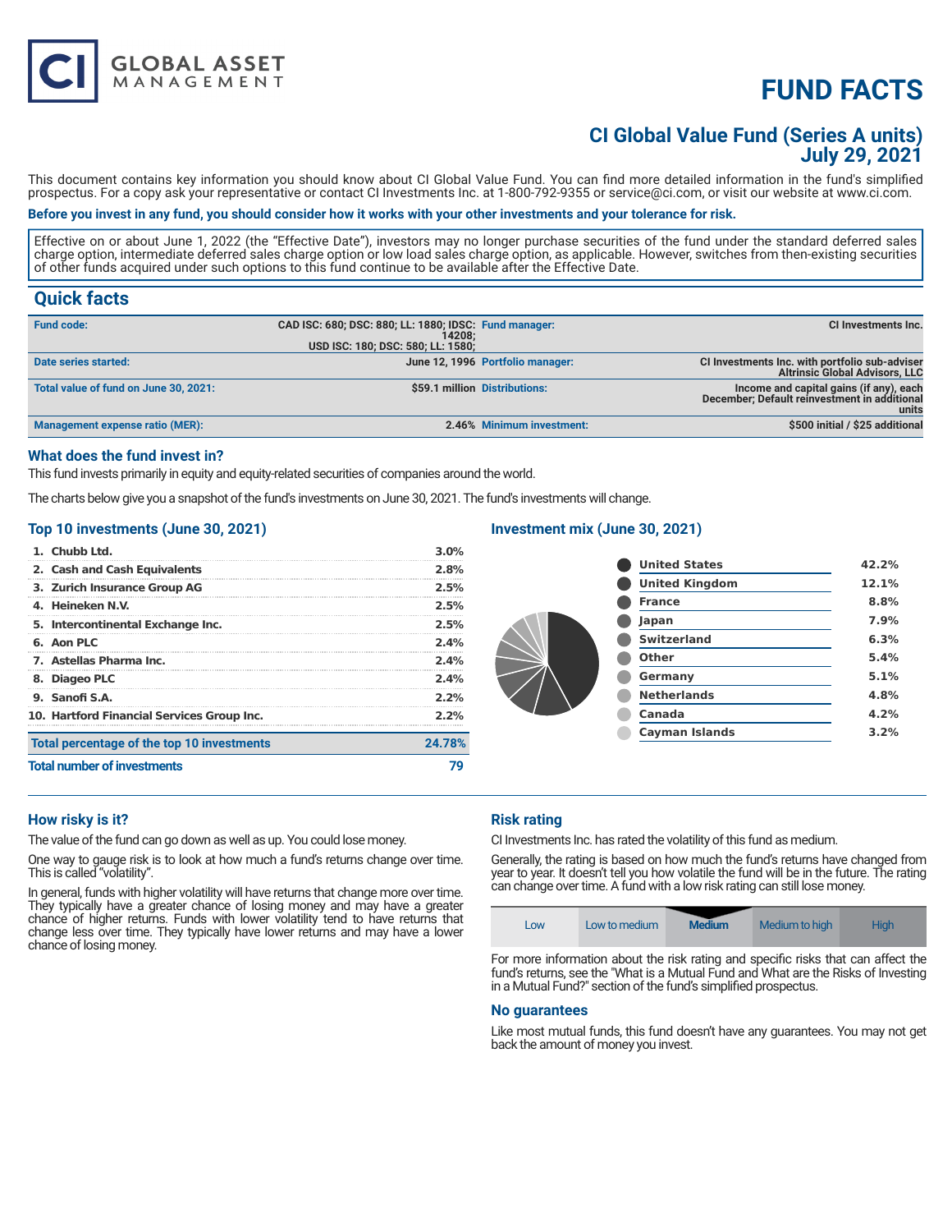# FUND FACTS

## CI Global Value Fund (Series A units)
## July 29, 2021

This document contains key information you should know about CI Global Value Fund. You can find more detailed information in the fund's simplified prospectus. For a copy ask your representative or contact CI Investments Inc. at 1-800-792-9355 or service@ci.com, or visit our website at www.ci.com.

**Before you invest in any fund, you should consider how it works with your other investments and your tolerance for risk.**

Effective on or about June 1, 2022 (the "Effective Date"), investors may no longer purchase securities of the fund under the standard deferred sales charge option, intermediate deferred sales charge option or low load sales charge option, as applicable. However, switches from then-existing securities of other funds acquired under such options to this fund continue to be available after the Effective Date.

## Quick facts

| | | | |
|---|---|---|---|
| **Fund code:** | CAD ISC: 680; DSC: 880; LL: 1880; IDSC: 14208; USD ISC: 180; DSC: 580; LL: 1580; | **Fund manager:** | CI Investments Inc. |
| **Date series started:** | June 12, 1996 | **Portfolio manager:** | CI Investments Inc. with portfolio sub-adviser Altrinsic Global Advisors, LLC |
| **Total value of fund on June 30, 2021:** | $59.1 million | **Distributions:** | Income and capital gains (if any), each December; Default reinvestment in additional units |
| **Management expense ratio (MER):** | 2.46% | **Minimum investment:** | $500 initial / $25 additional |

### What does the fund invest in?

This fund invests primarily in equity and equity-related securities of companies around the world.

The charts below give you a snapshot of the fund's investments on June 30, 2021. The fund's investments will change.

### Top 10 investments (June 30, 2021)

| | |
|---|---|
| 1. Chubb Ltd. | 3.0% |
| 2. Cash and Cash Equivalents | 2.8% |
| 3. Zurich Insurance Group AG | 2.5% |
| 4. Heineken N.V. | 2.5% |
| 5. Intercontinental Exchange Inc. | 2.5% |
| 6. Aon PLC | 2.4% |
| 7. Astellas Pharma Inc. | 2.4% |
| 8. Diageo PLC | 2.4% |
| 9. Sanofi S.A. | 2.2% |
| 10. Hartford Financial Services Group Inc. | 2.2% |
| **Total percentage of the top 10 investments** | **24.78%** |
| **Total number of investments** | **79** |

### Investment mix (June 30, 2021)

| | |
|---|---|
| United States | 42.2% |
| United Kingdom | 12.1% |
| France | 8.8% |
| Japan | 7.9% |
| Switzerland | 6.3% |
| Other | 5.4% |
| Germany | 5.1% |
| Netherlands | 4.8% |
| Canada | 4.2% |
| Cayman Islands | 3.2% |

### How risky is it?

The value of the fund can go down as well as up. You could lose money.

One way to gauge risk is to look at how much a fund's returns change over time. This is called "volatility".

In general, funds with higher volatility will have returns that change more over time. They typically have a greater chance of losing money and may have a greater chance of higher returns. Funds with lower volatility tend to have returns that change less over time. They typically have lower returns and may have a lower chance of losing money.

### Risk rating

CI Investments Inc. has rated the volatility of this fund as medium.

Generally, the rating is based on how much the fund's returns have changed from year to year. It doesn't tell you how volatile the fund will be in the future. The rating can change over time. A fund with a low risk rating can still lose money.

| Low | Low to medium | **Medium** | Medium to high | High |
|---|---|---|---|---|

For more information about the risk rating and specific risks that can affect the fund's returns, see the "What is a Mutual Fund and What are the Risks of Investing in a Mutual Fund?" section of the fund's simplified prospectus.

### No guarantees

Like most mutual funds, this fund doesn't have any guarantees. You may not get back the amount of money you invest.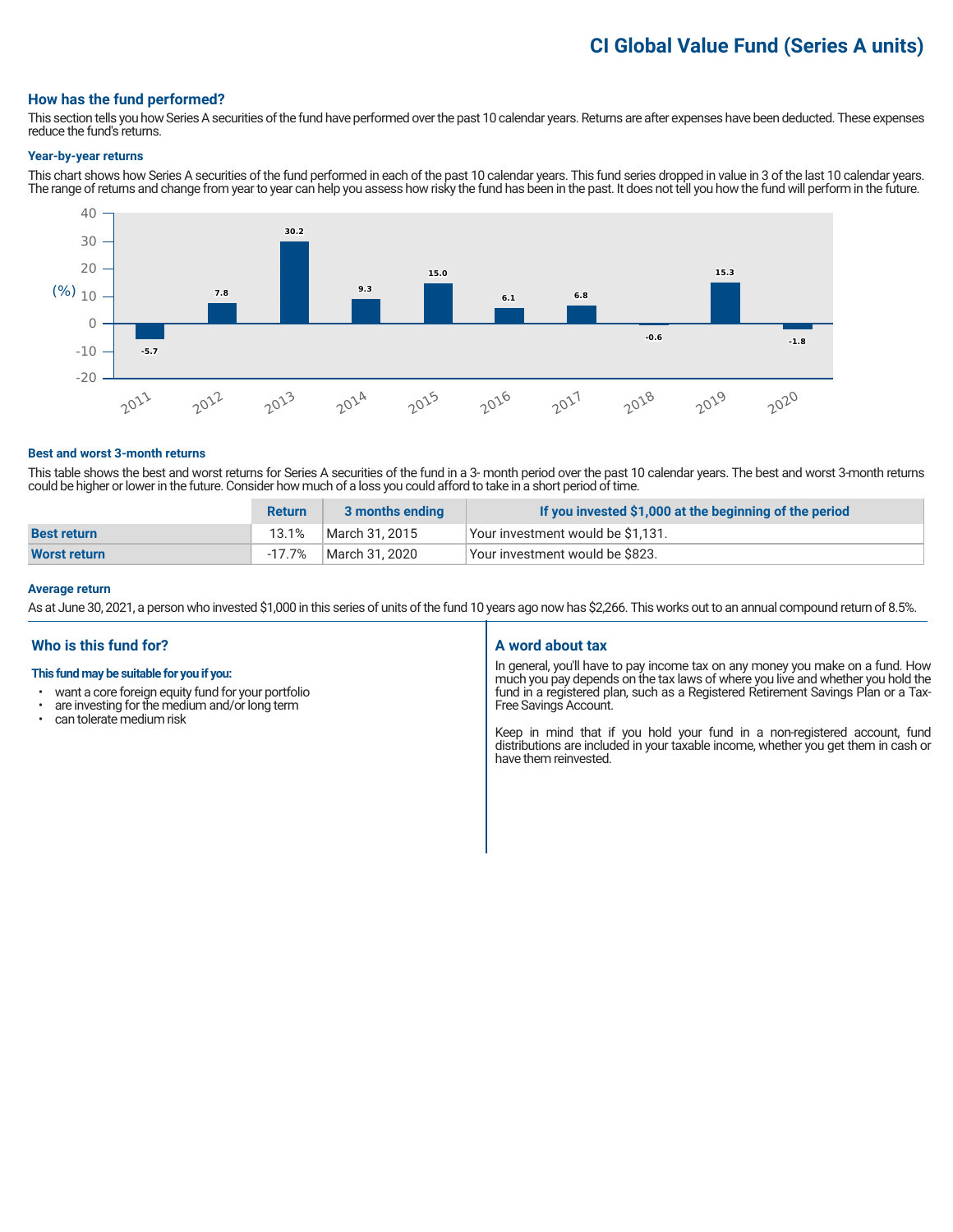# CI Global Value Fund (Series A units)

## How has the fund performed?

This section tells you how Series A securities of the fund have performed over the past 10 calendar years. Returns are after expenses have been deducted. These expenses reduce the fund's returns.

### Year-by-year returns

This chart shows how Series A securities of the fund performed in each of the past 10 calendar years. This fund series dropped in value in 3 of the last 10 calendar years. The range of returns and change from year to year can help you assess how risky the fund has been in the past. It does not tell you how the fund will perform in the future.

| Year | Return (%) |
|---|---|
| 2011 | -5.7 |
| 2012 | 7.8 |
| 2013 | 30.2 |
| 2014 | 9.3 |
| 2015 | 15.0 |
| 2016 | 6.1 |
| 2017 | 6.8 |
| 2018 | -0.6 |
| 2019 | 15.3 |
| 2020 | -1.8 |

### Best and worst 3-month returns

This table shows the best and worst returns for Series A securities of the fund in a 3- month period over the past 10 calendar years. The best and worst 3-month returns could be higher or lower in the future. Consider how much of a loss you could afford to take in a short period of time.

| | Return | 3 months ending | If you invested $1,000 at the beginning of the period |
|---|---|---|---|
| **Best return** | 13.1% | March 31, 2015 | Your investment would be $1,131. |
| **Worst return** | -17.7% | March 31, 2020 | Your investment would be $823. |

### Average return

As at June 30, 2021, a person who invested $1,000 in this series of units of the fund 10 years ago now has $2,266. This works out to an annual compound return of 8.5%.

## Who is this fund for?

**This fund may be suitable for you if you:**

- want a core foreign equity fund for your portfolio
- are investing for the medium and/or long term
- can tolerate medium risk

## A word about tax

In general, you'll have to pay income tax on any money you make on a fund. How much you pay depends on the tax laws of where you live and whether you hold the fund in a registered plan, such as a Registered Retirement Savings Plan or a Tax-Free Savings Account.

Keep in mind that if you hold your fund in a non-registered account, fund distributions are included in your taxable income, whether you get them in cash or have them reinvested.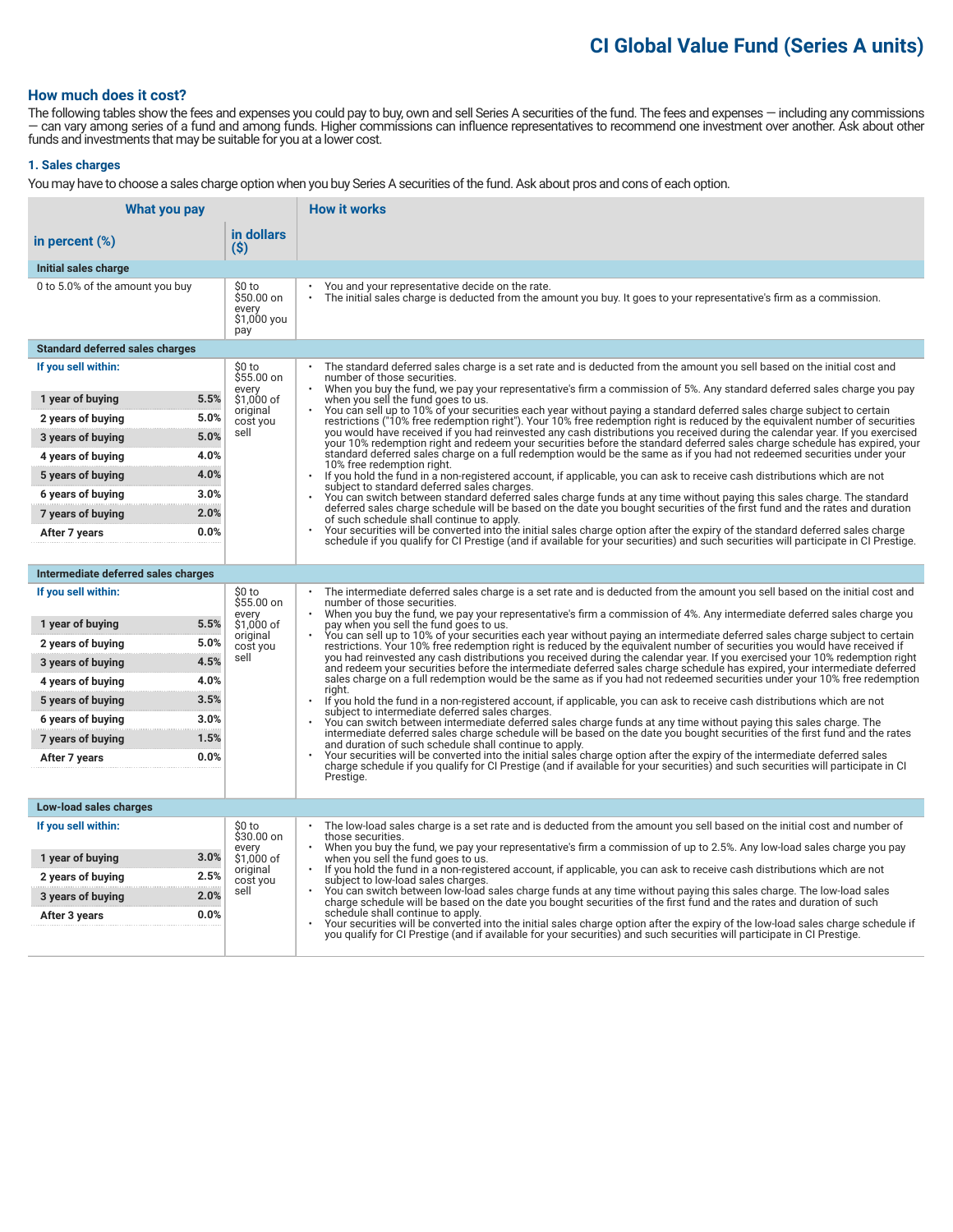# CI Global Value Fund (Series A units)

## How much does it cost?

The following tables show the fees and expenses you could pay to buy, own and sell Series A securities of the fund. The fees and expenses — including any commissions — can vary among series of a fund and among funds. Higher commissions can influence representatives to recommend one investment over another. Ask about other funds and investments that may be suitable for you at a lower cost.

### 1. Sales charges

You may have to choose a sales charge option when you buy Series A securities of the fund. Ask about pros and cons of each option.

| What you pay | | | How it works |
|---|---|---|---|
| **in percent (%)** | | **in dollars ($)** | |
| **Initial sales charge** | | | |
| 0 to 5.0% of the amount you buy | | $0 to $50.00 on every $1,000 you pay | • You and your representative decide on the rate.<br>• The initial sales charge is deducted from the amount you buy. It goes to your representative's firm as a commission. |
| **Standard deferred sales charges** | | | |
| **If you sell within:** | | $0 to $55.00 on every $1,000 of original cost you sell | • The standard deferred sales charge is a set rate and is deducted from the amount you sell based on the initial cost and number of those securities.<br>• When you buy the fund, we pay your representative's firm a commission of 5%. Any standard deferred sales charge you pay when you sell the fund goes to us.<br>• You can sell up to 10% of your securities each year without paying a standard deferred sales charge subject to certain restrictions ("10% free redemption right"). Your 10% free redemption right is reduced by the equivalent number of securities you would have received if you had reinvested any cash distributions you received during the calendar year. If you exercised your 10% redemption right and redeem your securities before the standard deferred sales charge schedule has expired, your standard deferred sales charge on a full redemption would be the same as if you had not redeemed securities under your 10% free redemption right.<br>• If you hold the fund in a non-registered account, if applicable, you can ask to receive cash distributions which are not subject to standard deferred sales charges.<br>• You can switch between standard deferred sales charge funds at any time without paying this sales charge. The standard deferred sales charge schedule will be based on the date you bought securities of the first fund and the rates and duration of such schedule shall continue to apply.<br>• Your securities will be converted into the initial sales charge option after the expiry of the standard deferred sales charge schedule if you qualify for CI Prestige (and if available for your securities) and such securities will participate in CI Prestige. |
| 1 year of buying | 5.5% | | |
| 2 years of buying | 5.0% | | |
| 3 years of buying | 5.0% | | |
| 4 years of buying | 4.0% | | |
| 5 years of buying | 4.0% | | |
| 6 years of buying | 3.0% | | |
| 7 years of buying | 2.0% | | |
| After 7 years | 0.0% | | |
| **Intermediate deferred sales charges** | | | |
| **If you sell within:** | | $0 to $55.00 on every $1,000 of original cost you sell | • The intermediate deferred sales charge is a set rate and is deducted from the amount you sell based on the initial cost and number of those securities.<br>• When you buy the fund, we pay your representative's firm a commission of 4%. Any intermediate deferred sales charge you pay when you sell the fund goes to us.<br>• You can sell up to 10% of your securities each year without paying an intermediate deferred sales charge subject to certain restrictions. Your 10% free redemption right is reduced by the equivalent number of securities you would have received if you had reinvested any cash distributions you received during the calendar year. If you exercised your 10% redemption right and redeem your securities before the intermediate deferred sales charge schedule has expired, your intermediate deferred sales charge on a full redemption would be the same as if you had not redeemed securities under your 10% free redemption right.<br>• If you hold the fund in a non-registered account, if applicable, you can ask to receive cash distributions which are not subject to intermediate deferred sales charges.<br>• You can switch between intermediate deferred sales charge funds at any time without paying this sales charge. The intermediate deferred sales charge schedule will be based on the date you bought securities of the first fund and the rates and duration of such schedule shall continue to apply.<br>• Your securities will be converted into the initial sales charge option after the expiry of the intermediate deferred sales charge schedule if you qualify for CI Prestige (and if available for your securities) and such securities will participate in CI Prestige. |
| 1 year of buying | 5.5% | | |
| 2 years of buying | 5.0% | | |
| 3 years of buying | 4.5% | | |
| 4 years of buying | 4.0% | | |
| 5 years of buying | 3.5% | | |
| 6 years of buying | 3.0% | | |
| 7 years of buying | 1.5% | | |
| After 7 years | 0.0% | | |
| **Low-load sales charges** | | | |
| **If you sell within:** | | $0 to $30.00 on every $1,000 of original cost you sell | • The low-load sales charge is a set rate and is deducted from the amount you sell based on the initial cost and number of those securities.<br>• When you buy the fund, we pay your representative's firm a commission of up to 2.5%. Any low-load sales charge you pay when you sell the fund goes to us.<br>• If you hold the fund in a non-registered account, if applicable, you can ask to receive cash distributions which are not subject to low-load sales charges.<br>• You can switch between low-load sales charge funds at any time without paying this sales charge. The low-load sales charge schedule will be based on the date you bought securities of the first fund and the rates and duration of such schedule shall continue to apply.<br>• Your securities will be converted into the initial sales charge option after the expiry of the low-load sales charge schedule if you qualify for CI Prestige (and if available for your securities) and such securities will participate in CI Prestige. |
| 1 year of buying | 3.0% | | |
| 2 years of buying | 2.5% | | |
| 3 years of buying | 2.0% | | |
| After 3 years | 0.0% | | |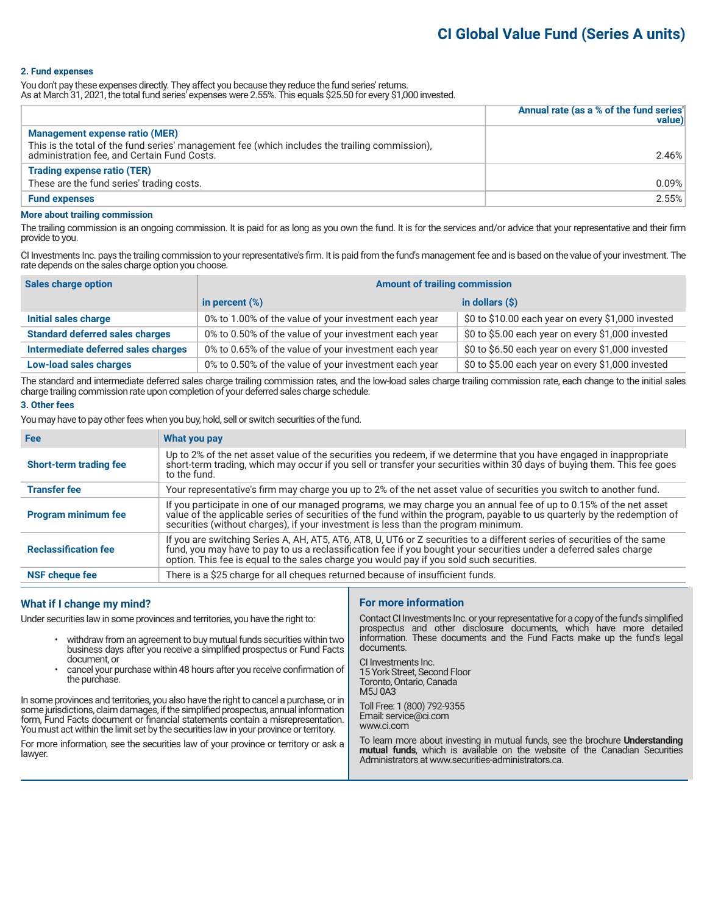# CI Global Value Fund (Series A units)

### 2. Fund expenses

You don't pay these expenses directly. They affect you because they reduce the fund series' returns.
As at March 31, 2021, the total fund series' expenses were 2.55%. This equals $25.50 for every $1,000 invested.

| | Annual rate (as a % of the fund series' value) |
|---|---|
| **Management expense ratio (MER)**<br>This is the total of the fund series' management fee (which includes the trailing commission), administration fee, and Certain Fund Costs. | 2.46% |
| **Trading expense ratio (TER)**<br>These are the fund series' trading costs. | 0.09% |
| **Fund expenses** | 2.55% |

**More about trailing commission**

The trailing commission is an ongoing commission. It is paid for as long as you own the fund. It is for the services and/or advice that your representative and their firm provide to you.

CI Investments Inc. pays the trailing commission to your representative's firm. It is paid from the fund's management fee and is based on the value of your investment. The rate depends on the sales charge option you choose.

| Sales charge option | Amount of trailing commission | |
|---|---|---|
| | in percent (%) | in dollars ($) |
| Initial sales charge | 0% to 1.00% of the value of your investment each year | $0 to $10.00 each year on every $1,000 invested |
| Standard deferred sales charges | 0% to 0.50% of the value of your investment each year | $0 to $5.00 each year on every $1,000 invested |
| Intermediate deferred sales charges | 0% to 0.65% of the value of your investment each year | $0 to $6.50 each year on every $1,000 invested |
| Low-load sales charges | 0% to 0.50% of the value of your investment each year | $0 to $5.00 each year on every $1,000 invested |

The standard and intermediate deferred sales charge trailing commission rates, and the low-load sales charge trailing commission rate, each change to the initial sales charge trailing commission rate upon completion of your deferred sales charge schedule.

### 3. Other fees

You may have to pay other fees when you buy, hold, sell or switch securities of the fund.

| Fee | What you pay |
|---|---|
| Short-term trading fee | Up to 2% of the net asset value of the securities you redeem, if we determine that you have engaged in inappropriate short-term trading, which may occur if you sell or transfer your securities within 30 days of buying them. This fee goes to the fund. |
| Transfer fee | Your representative's firm may charge you up to 2% of the net asset value of securities you switch to another fund. |
| Program minimum fee | If you participate in one of our managed programs, we may charge you an annual fee of up to 0.15% of the net asset value of the applicable series of securities of the fund within the program, payable to us quarterly by the redemption of securities (without charges), if your investment is less than the program minimum. |
| Reclassification fee | If you are switching Series A, AH, AT5, AT6, AT8, U, UT6 or Z securities to a different series of securities of the same fund, you may have to pay to us a reclassification fee if you bought your securities under a deferred sales charge option. This fee is equal to the sales charge you would pay if you sold such securities. |
| NSF cheque fee | There is a $25 charge for all cheques returned because of insufficient funds. |

## What if I change my mind?

Under securities law in some provinces and territories, you have the right to:

- withdraw from an agreement to buy mutual funds securities within two business days after you receive a simplified prospectus or Fund Facts document, or
- cancel your purchase within 48 hours after you receive confirmation of the purchase.

In some provinces and territories, you also have the right to cancel a purchase, or in some jurisdictions, claim damages, if the simplified prospectus, annual information form, Fund Facts document or financial statements contain a misrepresentation. You must act within the limit set by the securities law in your province or territory.

For more information, see the securities law of your province or territory or ask a lawyer.

## For more information

Contact CI Investments Inc. or your representative for a copy of the fund's simplified prospectus and other disclosure documents, which have more detailed information. These documents and the Fund Facts make up the fund's legal documents.

CI Investments Inc.
15 York Street, Second Floor
Toronto, Ontario, Canada
M5J 0A3

Toll Free: 1 (800) 792-9355
Email: service@ci.com
www.ci.com

To learn more about investing in mutual funds, see the brochure **Understanding mutual funds**, which is available on the website of the Canadian Securities Administrators at www.securities-administrators.ca.